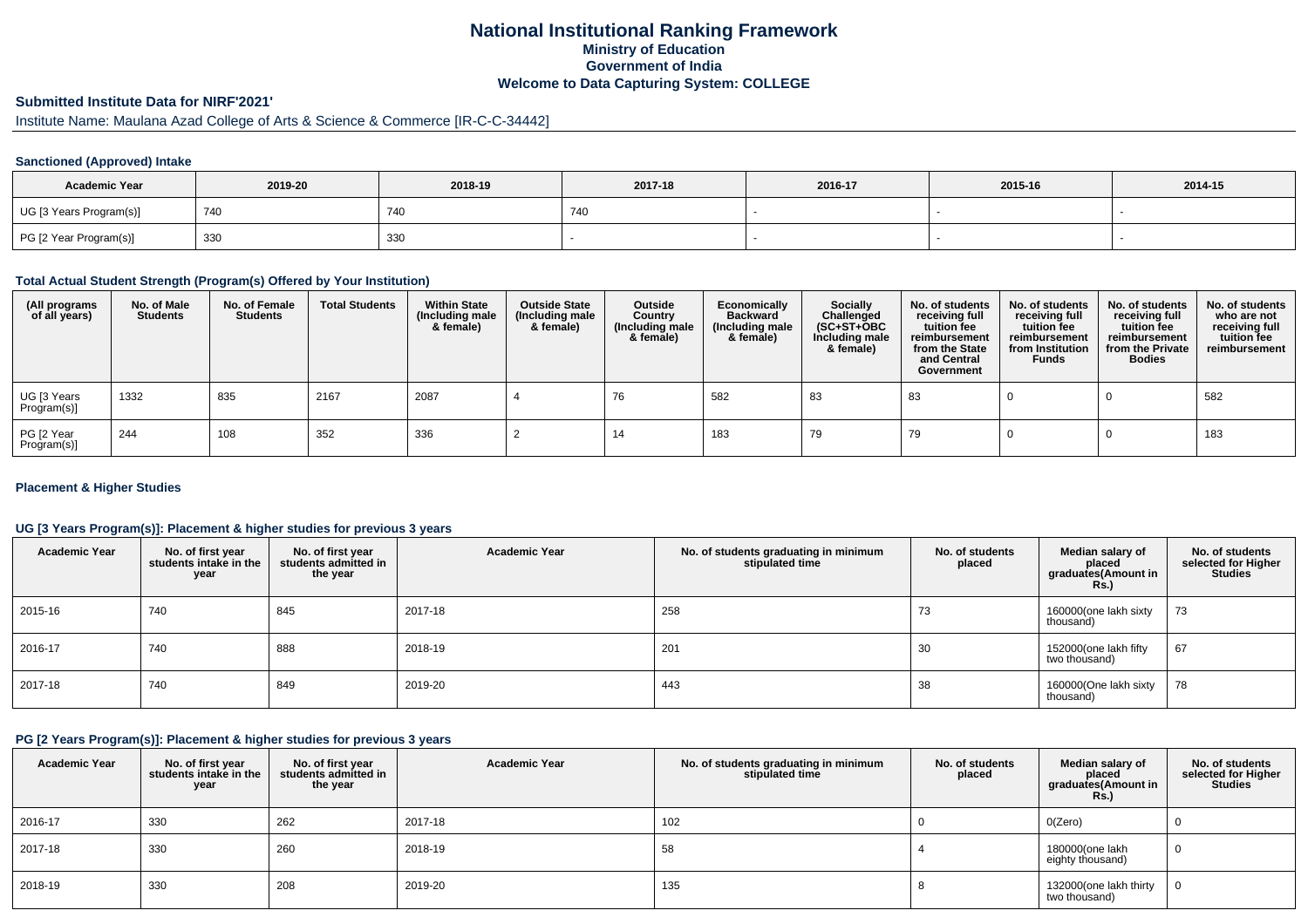# National Institutional Ranking Framework

## Ministry of Education

## Government of India

## Welcome to Data Capturing System: COLLEGE

### Submitted Institute Data for NIRF'2021'

Institute Name: Maulana Azad College of Arts & Science & Commerce [IR-C-C-34442]

#### Sanctioned (Approved) Intake

| Academic Year | 2019-20 | 2018-19 | 2017-18 | 2016-17 | 2015-16 | 2014-15 |
|---|---|---|---|---|---|---|
| UG [3 Years Program(s)] | 740 | 740 | 740 | - | - | - |
| PG [2 Year Program(s)] | 330 | 330 | - | - | - | - |

#### Total Actual Student Strength (Program(s) Offered by Your Institution)

| (All programs of all years) | No. of Male Students | No. of Female Students | Total Students | Within State (Including male & female) | Outside State (Including male & female) | Outside Country (Including male & female) | Economically Backward (Including male & female) | Socially Challenged (SC+ST+OBC Including male & female) | No. of students receiving full tuition fee reimbursement from the State and Central Government | No. of students receiving full tuition fee reimbursement from Institution Funds | No. of students receiving full tuition fee reimbursement from the Private Bodies | No. of students who are not receiving full tuition fee reimbursement |
|---|---|---|---|---|---|---|---|---|---|---|---|---|
| UG [3 Years Program(s)] | 1332 | 835 | 2167 | 2087 | 4 | 76 | 582 | 83 | 83 | 0 | 0 | 582 |
| PG [2 Year Program(s)] | 244 | 108 | 352 | 336 | 2 | 14 | 183 | 79 | 79 | 0 | 0 | 183 |

#### Placement & Higher Studies

#### UG [3 Years Program(s)]: Placement & higher studies for previous 3 years

| Academic Year | No. of first year students intake in the year | No. of first year students admitted in the year | Academic Year | No. of students graduating in minimum stipulated time | No. of students placed | Median salary of placed graduates(Amount in Rs.) | No. of students selected for Higher Studies |
|---|---|---|---|---|---|---|---|
| 2015-16 | 740 | 845 | 2017-18 | 258 | 73 | 160000(one lakh sixty thousand) | 73 |
| 2016-17 | 740 | 888 | 2018-19 | 201 | 30 | 152000(one lakh fifty two thousand) | 67 |
| 2017-18 | 740 | 849 | 2019-20 | 443 | 38 | 160000(One lakh sixty thousand) | 78 |

#### PG [2 Years Program(s)]: Placement & higher studies for previous 3 years

| Academic Year | No. of first year students intake in the year | No. of first year students admitted in the year | Academic Year | No. of students graduating in minimum stipulated time | No. of students placed | Median salary of placed graduates(Amount in Rs.) | No. of students selected for Higher Studies |
|---|---|---|---|---|---|---|---|
| 2016-17 | 330 | 262 | 2017-18 | 102 | 0 | 0(Zero) | 0 |
| 2017-18 | 330 | 260 | 2018-19 | 58 | 4 | 180000(one lakh eighty thousand) | 0 |
| 2018-19 | 330 | 208 | 2019-20 | 135 | 8 | 132000(one lakh thirty two thousand) | 0 |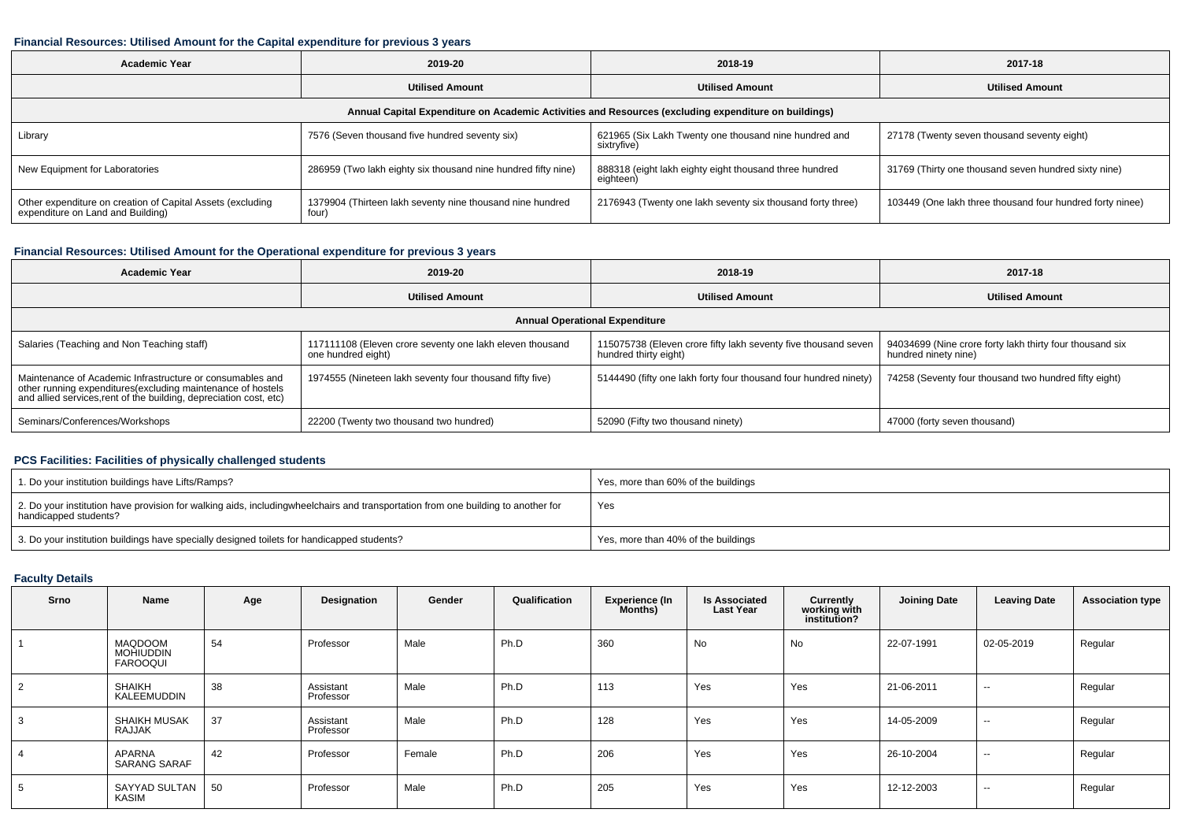### Financial Resources: Utilised Amount for the Capital expenditure for previous 3 years

| Academic Year | 2019-20 | 2018-19 | 2017-18 |
|---|---|---|---|
| | Utilised Amount | Utilised Amount | Utilised Amount |
| Annual Capital Expenditure on Academic Activities and Resources (excluding expenditure on buildings) | | | |
| Library | 7576 (Seven thousand five hundred seventy six) | 621965 (Six Lakh Twenty one thousand nine hundred and sixtryfive) | 27178 (Twenty seven thousand seventy eight) |
| New Equipment for Laboratories | 286959 (Two lakh eighty six thousand nine hundred fifty nine) | 888318 (eight lakh eighty eight thousand three hundred eighteen) | 31769 (Thirty one thousand seven hundred sixty nine) |
| Other expenditure on creation of Capital Assets (excluding expenditure on Land and Building) | 1379904 (Thirteen lakh seventy nine thousand nine hundred four) | 2176943 (Twenty one lakh seventy six thousand forty three) | 103449 (One lakh three thousand four hundred forty ninee) |

### Financial Resources: Utilised Amount for the Operational expenditure for previous 3 years

| Academic Year | 2019-20 | 2018-19 | 2017-18 |
|---|---|---|---|
| | Utilised Amount | Utilised Amount | Utilised Amount |
| Annual Operational Expenditure | | | |
| Salaries (Teaching and Non Teaching staff) | 117111108 (Eleven crore seventy one lakh eleven thousand one hundred eight) | 115075738 (Eleven crore fifty lakh seventy five thousand seven hundred thirty eight) | 94034699 (Nine crore forty lakh thirty four thousand six hundred ninety nine) |
| Maintenance of Academic Infrastructure or consumables and other running expenditures(excluding maintenance of hostels and allied services,rent of the building, depreciation cost, etc) | 1974555 (Nineteen lakh seventy four thousand fifty five) | 5144490 (fifty one lakh forty four thousand four hundred ninety) | 74258 (Seventy four thousand two hundred fifty eight) |
| Seminars/Conferences/Workshops | 22200 (Twenty two thousand two hundred) | 52090 (Fifty two thousand ninety) | 47000 (forty seven thousand) |

### PCS Facilities: Facilities of physically challenged students

| | |
|---|---|
| 1. Do your institution buildings have Lifts/Ramps? | Yes, more than 60% of the buildings |
| 2. Do your institution have provision for walking aids, includingwheelchairs and transportation from one building to another for handicapped students? | Yes |
| 3. Do your institution buildings have specially designed toilets for handicapped students? | Yes, more than 40% of the buildings |

### Faculty Details

| Srno | Name | Age | Designation | Gender | Qualification | Experience (In Months) | Is Associated Last Year | Currently working with institution? | Joining Date | Leaving Date | Association type |
|---|---|---|---|---|---|---|---|---|---|---|---|
| 1 | MAQDOOM MOHIUDDIN FAROOQUI | 54 | Professor | Male | Ph.D | 360 | No | No | 22-07-1991 | 02-05-2019 | Regular |
| 2 | SHAIKH KALEEMUDDIN | 38 | Assistant Professor | Male | Ph.D | 113 | Yes | Yes | 21-06-2011 | -- | Regular |
| 3 | SHAIKH MUSAK RAJJAK | 37 | Assistant Professor | Male | Ph.D | 128 | Yes | Yes | 14-05-2009 | -- | Regular |
| 4 | APARNA SARANG SARAF | 42 | Professor | Female | Ph.D | 206 | Yes | Yes | 26-10-2004 | -- | Regular |
| 5 | SAYYAD SULTAN KASIM | 50 | Professor | Male | Ph.D | 205 | Yes | Yes | 12-12-2003 | -- | Regular |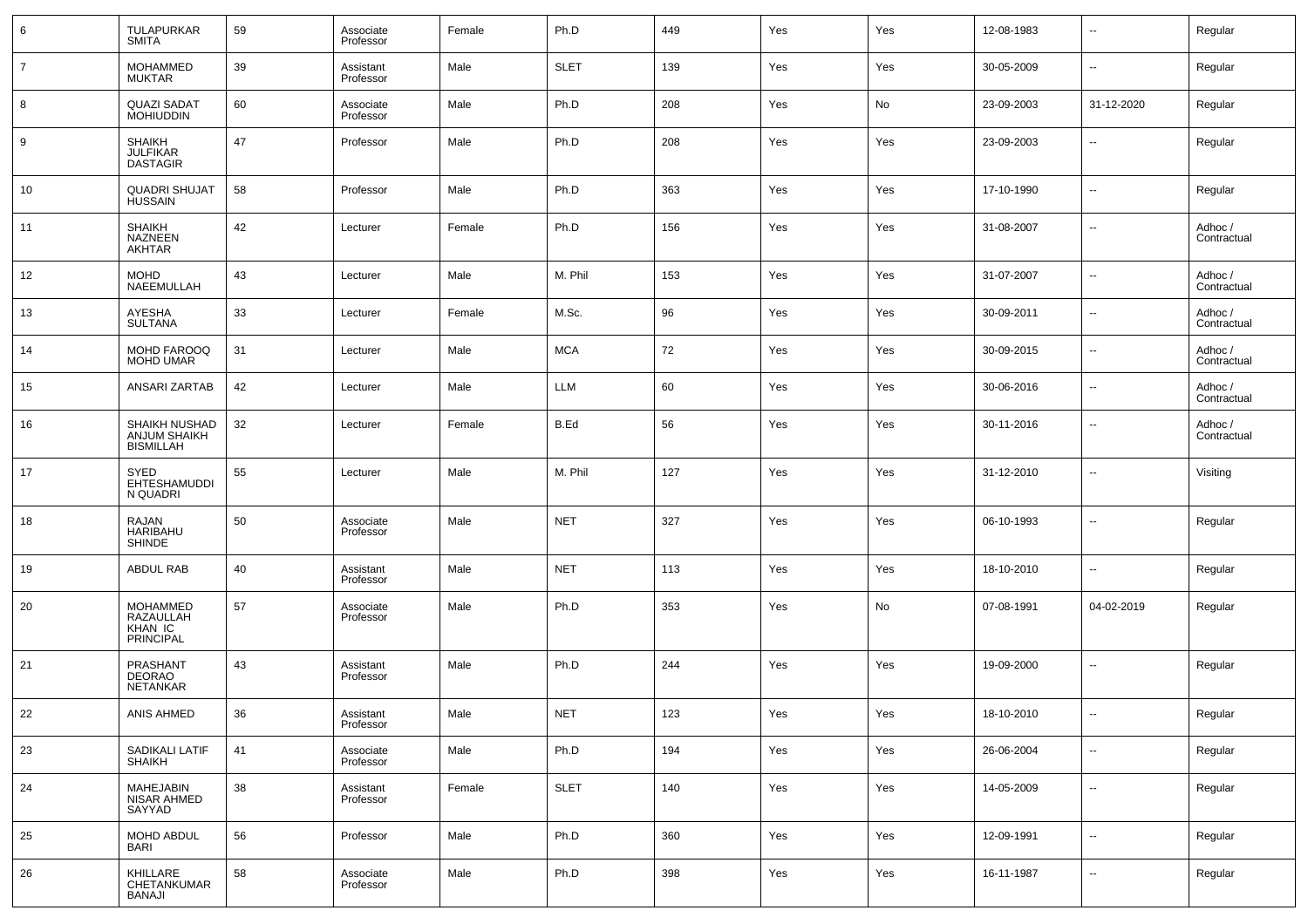| 6 | TULAPURKAR SMITA | 59 | Associate Professor | Female | Ph.D | 449 | Yes | Yes | 12-08-1983 | -- | Regular |
|---|---|---|---|---|---|---|---|---|---|---|---|
| 7 | MOHAMMED MUKTAR | 39 | Assistant Professor | Male | SLET | 139 | Yes | Yes | 30-05-2009 | -- | Regular |
| 8 | QUAZI SADAT MOHIUDDIN | 60 | Associate Professor | Male | Ph.D | 208 | Yes | No | 23-09-2003 | 31-12-2020 | Regular |
| 9 | SHAIKH JULFIKAR DASTAGIR | 47 | Professor | Male | Ph.D | 208 | Yes | Yes | 23-09-2003 | -- | Regular |
| 10 | QUADRI SHUJAT HUSSAIN | 58 | Professor | Male | Ph.D | 363 | Yes | Yes | 17-10-1990 | -- | Regular |
| 11 | SHAIKH NAZNEEN AKHTAR | 42 | Lecturer | Female | Ph.D | 156 | Yes | Yes | 31-08-2007 | -- | Adhoc / Contractual |
| 12 | MOHD NAEEMULLAH | 43 | Lecturer | Male | M. Phil | 153 | Yes | Yes | 31-07-2007 | -- | Adhoc / Contractual |
| 13 | AYESHA SULTANA | 33 | Lecturer | Female | M.Sc. | 96 | Yes | Yes | 30-09-2011 | -- | Adhoc / Contractual |
| 14 | MOHD FAROOQ MOHD UMAR | 31 | Lecturer | Male | MCA | 72 | Yes | Yes | 30-09-2015 | -- | Adhoc / Contractual |
| 15 | ANSARI ZARTAB | 42 | Lecturer | Male | LLM | 60 | Yes | Yes | 30-06-2016 | -- | Adhoc / Contractual |
| 16 | SHAIKH NUSHAD ANJUM SHAIKH BISMILLAH | 32 | Lecturer | Female | B.Ed | 56 | Yes | Yes | 30-11-2016 | -- | Adhoc / Contractual |
| 17 | SYED EHTESHAMUDDIN QUADRI | 55 | Lecturer | Male | M. Phil | 127 | Yes | Yes | 31-12-2010 | -- | Visiting |
| 18 | RAJAN HARIBAHU SHINDE | 50 | Associate Professor | Male | NET | 327 | Yes | Yes | 06-10-1993 | -- | Regular |
| 19 | ABDUL RAB | 40 | Assistant Professor | Male | NET | 113 | Yes | Yes | 18-10-2010 | -- | Regular |
| 20 | MOHAMMED RAZAULLAH KHAN IC PRINCIPAL | 57 | Associate Professor | Male | Ph.D | 353 | Yes | No | 07-08-1991 | 04-02-2019 | Regular |
| 21 | PRASHANT DEORAO NETANKAR | 43 | Assistant Professor | Male | Ph.D | 244 | Yes | Yes | 19-09-2000 | -- | Regular |
| 22 | ANIS AHMED | 36 | Assistant Professor | Male | NET | 123 | Yes | Yes | 18-10-2010 | -- | Regular |
| 23 | SADIKALI LATIF SHAIKH | 41 | Associate Professor | Male | Ph.D | 194 | Yes | Yes | 26-06-2004 | -- | Regular |
| 24 | MAHEJABIN NISAR AHMED SAYYAD | 38 | Assistant Professor | Female | SLET | 140 | Yes | Yes | 14-05-2009 | -- | Regular |
| 25 | MOHD ABDUL BARI | 56 | Professor | Male | Ph.D | 360 | Yes | Yes | 12-09-1991 | -- | Regular |
| 26 | KHILLARE CHETANKUMAR BANAJI | 58 | Associate Professor | Male | Ph.D | 398 | Yes | Yes | 16-11-1987 | -- | Regular |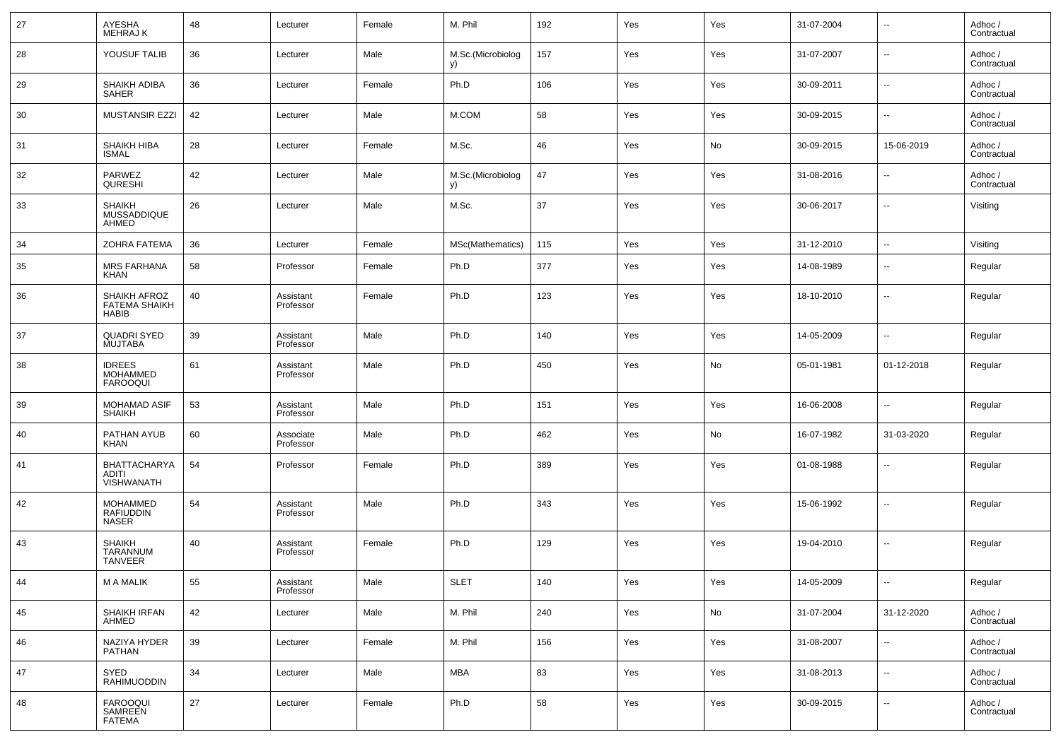| 27 | AYESHA MEHRAJ K | 48 | Lecturer | Female | M. Phil | 192 | Yes | Yes | 31-07-2004 | -- | Adhoc / Contractual |
|---|---|---|---|---|---|---|---|---|---|---|---|
| 28 | YOUSUF TALIB | 36 | Lecturer | Male | M.Sc.(Microbiology) | 157 | Yes | Yes | 31-07-2007 | -- | Adhoc / Contractual |
| 29 | SHAIKH ADIBA SAHER | 36 | Lecturer | Female | Ph.D | 106 | Yes | Yes | 30-09-2011 | -- | Adhoc / Contractual |
| 30 | MUSTANSIR EZZI | 42 | Lecturer | Male | M.COM | 58 | Yes | Yes | 30-09-2015 | -- | Adhoc / Contractual |
| 31 | SHAIKH HIBA ISMAL | 28 | Lecturer | Female | M.Sc. | 46 | Yes | No | 30-09-2015 | 15-06-2019 | Adhoc / Contractual |
| 32 | PARWEZ QURESHI | 42 | Lecturer | Male | M.Sc.(Microbiology) | 47 | Yes | Yes | 31-08-2016 | -- | Adhoc / Contractual |
| 33 | SHAIKH MUSSADDIQUE AHMED | 26 | Lecturer | Male | M.Sc. | 37 | Yes | Yes | 30-06-2017 | -- | Visiting |
| 34 | ZOHRA FATEMA | 36 | Lecturer | Female | MSc(Mathematics) | 115 | Yes | Yes | 31-12-2010 | -- | Visiting |
| 35 | MRS FARHANA KHAN | 58 | Professor | Female | Ph.D | 377 | Yes | Yes | 14-08-1989 | -- | Regular |
| 36 | SHAIKH AFROZ FATEMA SHAIKH HABIB | 40 | Assistant Professor | Female | Ph.D | 123 | Yes | Yes | 18-10-2010 | -- | Regular |
| 37 | QUADRI SYED MUJTABA | 39 | Assistant Professor | Male | Ph.D | 140 | Yes | Yes | 14-05-2009 | -- | Regular |
| 38 | IDREES MOHAMMED FAROOQUI | 61 | Assistant Professor | Male | Ph.D | 450 | Yes | No | 05-01-1981 | 01-12-2018 | Regular |
| 39 | MOHAMAD ASIF SHAIKH | 53 | Assistant Professor | Male | Ph.D | 151 | Yes | Yes | 16-06-2008 | -- | Regular |
| 40 | PATHAN AYUB KHAN | 60 | Associate Professor | Male | Ph.D | 462 | Yes | No | 16-07-1982 | 31-03-2020 | Regular |
| 41 | BHATTACHARYA ADITI VISHWANATH | 54 | Professor | Female | Ph.D | 389 | Yes | Yes | 01-08-1988 | -- | Regular |
| 42 | MOHAMMED RAFIUDDIN NASER | 54 | Assistant Professor | Male | Ph.D | 343 | Yes | Yes | 15-06-1992 | -- | Regular |
| 43 | SHAIKH TARANNUM TANVEER | 40 | Assistant Professor | Female | Ph.D | 129 | Yes | Yes | 19-04-2010 | -- | Regular |
| 44 | M A MALIK | 55 | Assistant Professor | Male | SLET | 140 | Yes | Yes | 14-05-2009 | -- | Regular |
| 45 | SHAIKH IRFAN AHMED | 42 | Lecturer | Male | M. Phil | 240 | Yes | No | 31-07-2004 | 31-12-2020 | Adhoc / Contractual |
| 46 | NAZIYA HYDER PATHAN | 39 | Lecturer | Female | M. Phil | 156 | Yes | Yes | 31-08-2007 | -- | Adhoc / Contractual |
| 47 | SYED RAHIMUODDIN | 34 | Lecturer | Male | MBA | 83 | Yes | Yes | 31-08-2013 | -- | Adhoc / Contractual |
| 48 | FAROOQUI SAMREEN FATEMA | 27 | Lecturer | Female | Ph.D | 58 | Yes | Yes | 30-09-2015 | -- | Adhoc / Contractual |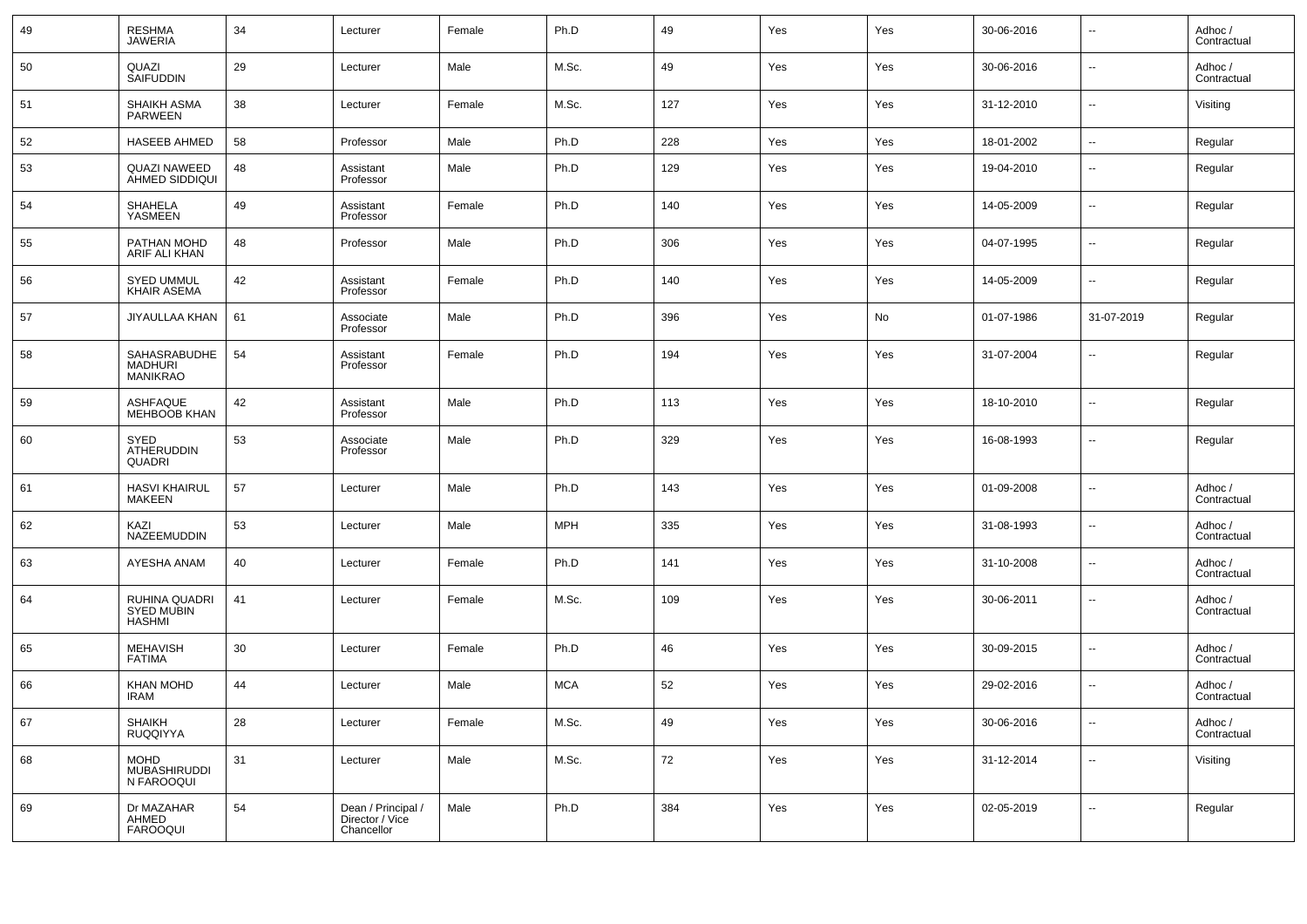| | | | | | | | | | | | |
|---|---|---|---|---|---|---|---|---|---|---|---|
| 49 | RESHMA JAWERIA | 34 | Lecturer | Female | Ph.D | 49 | Yes | Yes | 30-06-2016 | -- | Adhoc / Contractual |
| 50 | QUAZI SAIFUDDIN | 29 | Lecturer | Male | M.Sc. | 49 | Yes | Yes | 30-06-2016 | -- | Adhoc / Contractual |
| 51 | SHAIKH ASMA PARWEEN | 38 | Lecturer | Female | M.Sc. | 127 | Yes | Yes | 31-12-2010 | -- | Visiting |
| 52 | HASEEB AHMED | 58 | Professor | Male | Ph.D | 228 | Yes | Yes | 18-01-2002 | -- | Regular |
| 53 | QUAZI NAWEED AHMED SIDDIQUI | 48 | Assistant Professor | Male | Ph.D | 129 | Yes | Yes | 19-04-2010 | -- | Regular |
| 54 | SHAHELA YASMEEN | 49 | Assistant Professor | Female | Ph.D | 140 | Yes | Yes | 14-05-2009 | -- | Regular |
| 55 | PATHAN MOHD ARIF ALI KHAN | 48 | Professor | Male | Ph.D | 306 | Yes | Yes | 04-07-1995 | -- | Regular |
| 56 | SYED UMMUL KHAIR ASEMA | 42 | Assistant Professor | Female | Ph.D | 140 | Yes | Yes | 14-05-2009 | -- | Regular |
| 57 | JIYAULLAA KHAN | 61 | Associate Professor | Male | Ph.D | 396 | Yes | No | 01-07-1986 | 31-07-2019 | Regular |
| 58 | SAHASRABUDHE MADHURI MANIKRAO | 54 | Assistant Professor | Female | Ph.D | 194 | Yes | Yes | 31-07-2004 | -- | Regular |
| 59 | ASHFAQUE MEHBOOB KHAN | 42 | Assistant Professor | Male | Ph.D | 113 | Yes | Yes | 18-10-2010 | -- | Regular |
| 60 | SYED ATHERUDDIN QUADRI | 53 | Associate Professor | Male | Ph.D | 329 | Yes | Yes | 16-08-1993 | -- | Regular |
| 61 | HASVI KHAIRUL MAKEEN | 57 | Lecturer | Male | Ph.D | 143 | Yes | Yes | 01-09-2008 | -- | Adhoc / Contractual |
| 62 | KAZI NAZEEMUDDIN | 53 | Lecturer | Male | MPH | 335 | Yes | Yes | 31-08-1993 | -- | Adhoc / Contractual |
| 63 | AYESHA ANAM | 40 | Lecturer | Female | Ph.D | 141 | Yes | Yes | 31-10-2008 | -- | Adhoc / Contractual |
| 64 | RUHINA QUADRI SYED MUBIN HASHMI | 41 | Lecturer | Female | M.Sc. | 109 | Yes | Yes | 30-06-2011 | -- | Adhoc / Contractual |
| 65 | MEHAVISH FATIMA | 30 | Lecturer | Female | Ph.D | 46 | Yes | Yes | 30-09-2015 | -- | Adhoc / Contractual |
| 66 | KHAN MOHD IRAM | 44 | Lecturer | Male | MCA | 52 | Yes | Yes | 29-02-2016 | -- | Adhoc / Contractual |
| 67 | SHAIKH RUQQIYYA | 28 | Lecturer | Female | M.Sc. | 49 | Yes | Yes | 30-06-2016 | -- | Adhoc / Contractual |
| 68 | MOHD MUBASHIRUDDIN FAROOQUI | 31 | Lecturer | Male | M.Sc. | 72 | Yes | Yes | 31-12-2014 | -- | Visiting |
| 69 | Dr MAZAHAR AHMED FAROOQUI | 54 | Dean / Principal / Director / Vice Chancellor | Male | Ph.D | 384 | Yes | Yes | 02-05-2019 | -- | Regular |